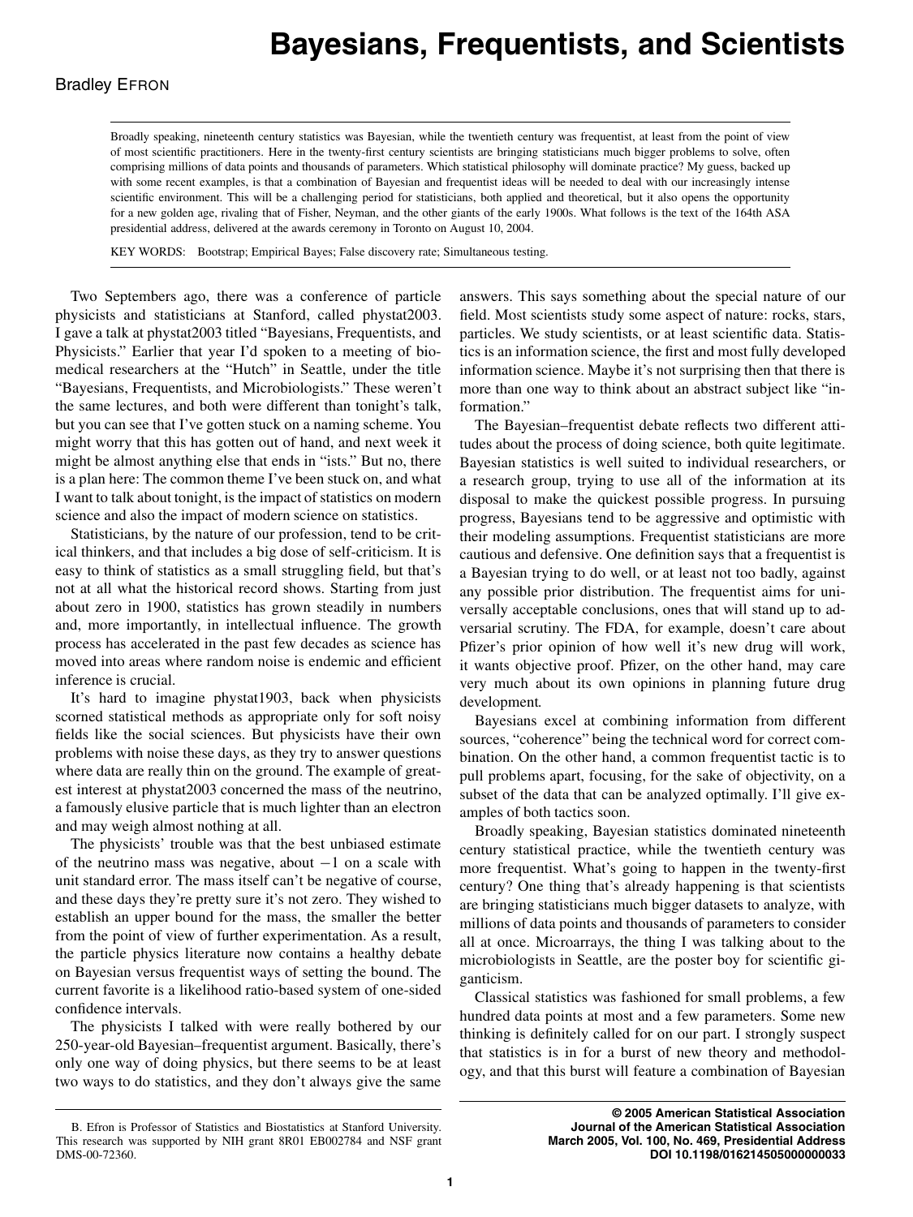# Bayesians, Frequentists, and Scientists

Bradley EFRON

Broadly speaking, nineteenth century statistics was Bayesian, while the twentieth century was frequentist, at least from the point of view of most scientific practitioners. Here in the twenty-first century scientists are bringing statisticians much bigger problems to solve, often comprising millions of data points and thousands of parameters. Which statistical philosophy will dominate practice? My guess, backed up with some recent examples, is that a combination of Bayesian and frequentist ideas will be needed to deal with our increasingly intense scientific environment. This will be a challenging period for statisticians, both applied and theoretical, but it also opens the opportunity for a new golden age, rivaling that of Fisher, Neyman, and the other giants of the early 1900s. What follows is the text of the 164th ASA presidential address, delivered at the awards ceremony in Toronto on August 10, 2004.

KEY WORDS: Bootstrap; Empirical Bayes; False discovery rate; Simultaneous testing.

Two Septembers ago, there was a conference of particle physicists and statisticians at Stanford, called phystat2003. I gave a talk at phystat2003 titled "Bayesians, Frequentists, and Physicists." Earlier that year I'd spoken to a meeting of biomedical researchers at the "Hutch" in Seattle, under the title "Bayesians, Frequentists, and Microbiologists." These weren't the same lectures, and both were different than tonight's talk, but you can see that I've gotten stuck on a naming scheme. You might worry that this has gotten out of hand, and next week it might be almost anything else that ends in "ists." But no, there is a plan here: The common theme I've been stuck on, and what I want to talk about tonight, is the impact of statistics on modern science and also the impact of modern science on statistics.

Statisticians, by the nature of our profession, tend to be critical thinkers, and that includes a big dose of self-criticism. It is easy to think of statistics as a small struggling field, but that's not at all what the historical record shows. Starting from just about zero in 1900, statistics has grown steadily in numbers and, more importantly, in intellectual influence. The growth process has accelerated in the past few decades as science has moved into areas where random noise is endemic and efficient inference is crucial.

It's hard to imagine phystat1903, back when physicists scorned statistical methods as appropriate only for soft noisy fields like the social sciences. But physicists have their own problems with noise these days, as they try to answer questions where data are really thin on the ground. The example of greatest interest at phystat2003 concerned the mass of the neutrino, a famously elusive particle that is much lighter than an electron and may weigh almost nothing at all.

The physicists' trouble was that the best unbiased estimate of the neutrino mass was negative, about $-1$ on a scale with unit standard error. The mass itself can't be negative of course, and these days they're pretty sure it's not zero. They wished to establish an upper bound for the mass, the smaller the better from the point of view of further experimentation. As a result, the particle physics literature now contains a healthy debate on Bayesian versus frequentist ways of setting the bound. The current favorite is a likelihood ratio-based system of one-sided confidence intervals.

The physicists I talked with were really bothered by our 250-year-old Bayesian–frequentist argument. Basically, there's only one way of doing physics, but there seems to be at least two ways to do statistics, and they don't always give the same answers. This says something about the special nature of our field. Most scientists study some aspect of nature: rocks, stars, particles. We study scientists, or at least scientific data. Statistics is an information science, the first and most fully developed information science. Maybe it's not surprising then that there is more than one way to think about an abstract subject like "information."

The Bayesian–frequentist debate reflects two different attitudes about the process of doing science, both quite legitimate. Bayesian statistics is well suited to individual researchers, or a research group, trying to use all of the information at its disposal to make the quickest possible progress. In pursuing progress, Bayesians tend to be aggressive and optimistic with their modeling assumptions. Frequentist statisticians are more cautious and defensive. One definition says that a frequentist is a Bayesian trying to do well, or at least not too badly, against any possible prior distribution. The frequentist aims for universally acceptable conclusions, ones that will stand up to adversarial scrutiny. The FDA, for example, doesn't care about Pfizer's prior opinion of how well it's new drug will work, it wants objective proof. Pfizer, on the other hand, may care very much about its own opinions in planning future drug development.

Bayesians excel at combining information from different sources, "coherence" being the technical word for correct combination. On the other hand, a common frequentist tactic is to pull problems apart, focusing, for the sake of objectivity, on a subset of the data that can be analyzed optimally. I'll give examples of both tactics soon.

Broadly speaking, Bayesian statistics dominated nineteenth century statistical practice, while the twentieth century was more frequentist. What's going to happen in the twenty-first century? One thing that's already happening is that scientists are bringing statisticians much bigger datasets to analyze, with millions of data points and thousands of parameters to consider all at once. Microarrays, the thing I was talking about to the microbiologists in Seattle, are the poster boy for scientific giganticism.

Classical statistics was fashioned for small problems, a few hundred data points at most and a few parameters. Some new thinking is definitely called for on our part. I strongly suspect that statistics is in for a burst of new theory and methodology, and that this burst will feature a combination of Bayesian

B. Efron is Professor of Statistics and Biostatistics at Stanford University. This research was supported by NIH grant 8R01 EB002784 and NSF grant DMS-00-72360.

© 2005 American Statistical Association
Journal of the American Statistical Association
March 2005, Vol. 100, No. 469, Presidential Address
DOI 10.1198/016214505000000033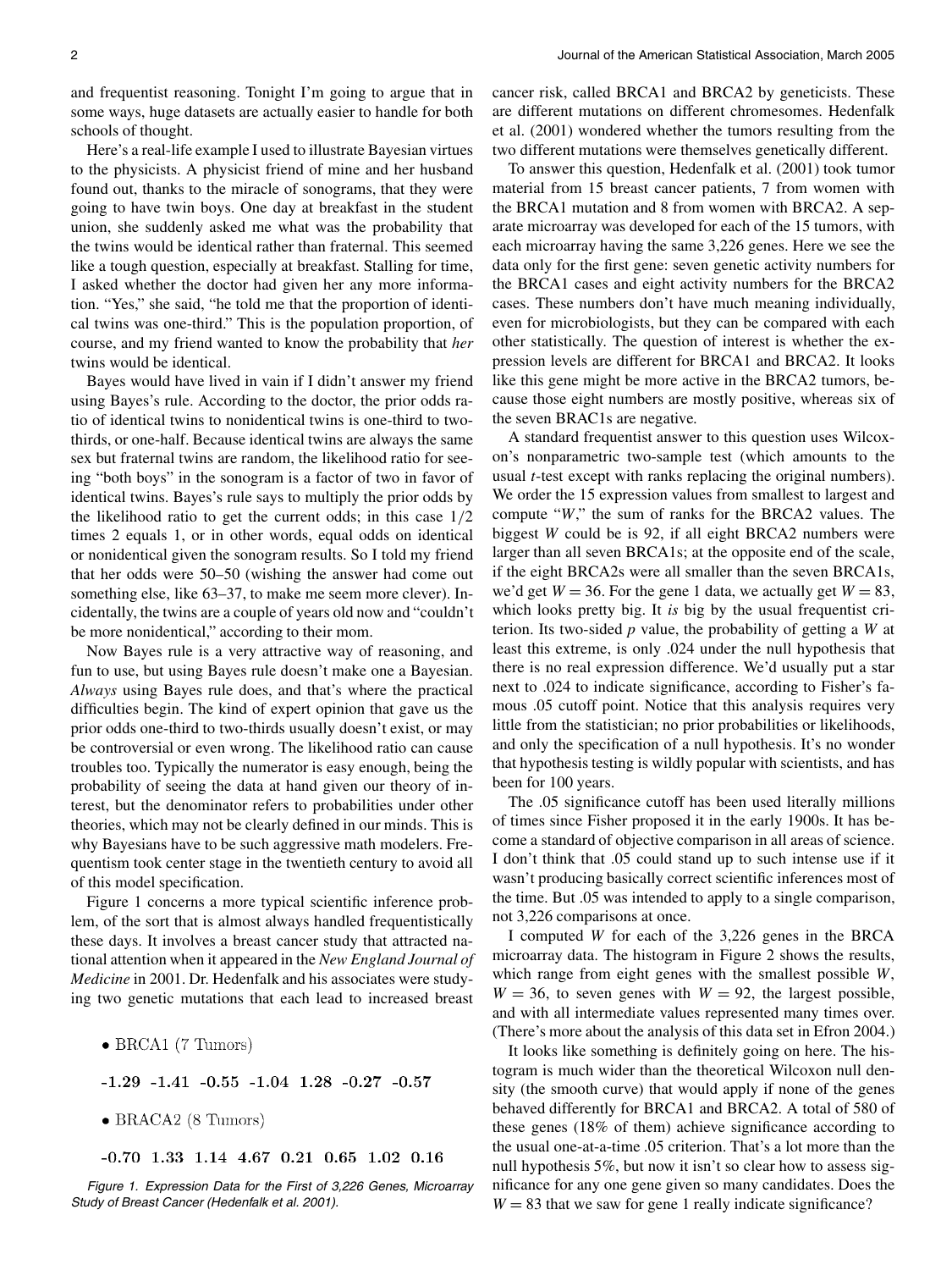and frequentist reasoning. Tonight I'm going to argue that in some ways, huge datasets are actually easier to handle for both schools of thought.

Here's a real-life example I used to illustrate Bayesian virtues to the physicists. A physicist friend of mine and her husband found out, thanks to the miracle of sonograms, that they were going to have twin boys. One day at breakfast in the student union, she suddenly asked me what was the probability that the twins would be identical rather than fraternal. This seemed like a tough question, especially at breakfast. Stalling for time, I asked whether the doctor had given her any more information. "Yes," she said, "he told me that the proportion of identical twins was one-third." This is the population proportion, of course, and my friend wanted to know the probability that *her* twins would be identical.

Bayes would have lived in vain if I didn't answer my friend using Bayes's rule. According to the doctor, the prior odds ratio of identical twins to nonidentical twins is one-third to two-thirds, or one-half. Because identical twins are always the same sex but fraternal twins are random, the likelihood ratio for seeing "both boys" in the sonogram is a factor of two in favor of identical twins. Bayes's rule says to multiply the prior odds by the likelihood ratio to get the current odds; in this case $1/2$ times 2 equals 1, or in other words, equal odds on identical or nonidentical given the sonogram results. So I told my friend that her odds were 50–50 (wishing the answer had come out something else, like 63–37, to make me seem more clever). Incidentally, the twins are a couple of years old now and "couldn't be more nonidentical," according to their mom.

Now Bayes rule is a very attractive way of reasoning, and fun to use, but using Bayes rule doesn't make one a Bayesian. *Always* using Bayes rule does, and that's where the practical difficulties begin. The kind of expert opinion that gave us the prior odds one-third to two-thirds usually doesn't exist, or may be controversial or even wrong. The likelihood ratio can cause troubles too. Typically the numerator is easy enough, being the probability of seeing the data at hand given our theory of interest, but the denominator refers to probabilities under other theories, which may not be clearly defined in our minds. This is why Bayesians have to be such aggressive math modelers. Frequentism took center stage in the twentieth century to avoid all of this model specification.

Figure 1 concerns a more typical scientific inference problem, of the sort that is almost always handled frequentistically these days. It involves a breast cancer study that attracted national attention when it appeared in the *New England Journal of Medicine* in 2001. Dr. Hedenfalk and his associates were studying two genetic mutations that each lead to increased breast cancer risk, called BRCA1 and BRCA2 by geneticists. These are different mutations on different chromosomes. Hedenfalk et al. (2001) wondered whether the tumors resulting from the two different mutations were themselves genetically different.

To answer this question, Hedenfalk et al. (2001) took tumor material from 15 breast cancer patients, 7 from women with the BRCA1 mutation and 8 from women with BRCA2. A separate microarray was developed for each of the 15 tumors, with each microarray having the same 3,226 genes. Here we see the data only for the first gene: seven genetic activity numbers for the BRCA1 cases and eight activity numbers for the BRCA2 cases. These numbers don't have much meaning individually, even for microbiologists, but they can be compared with each other statistically. The question of interest is whether the expression levels are different for BRCA1 and BRCA2. It looks like this gene might be more active in the BRCA2 tumors, because those eight numbers are mostly positive, whereas six of the seven BRAC1s are negative.

A standard frequentist answer to this question uses Wilcoxon's nonparametric two-sample test (which amounts to the usual $t$-test except with ranks replacing the original numbers). We order the 15 expression values from smallest to largest and compute "$W$," the sum of ranks for the BRCA2 values. The biggest $W$ could be is 92, if all eight BRCA2 numbers were larger than all seven BRCA1s; at the opposite end of the scale, if the eight BRCA2s were all smaller than the seven BRCA1s, we'd get $W = 36$. For the gene 1 data, we actually get $W = 83$, which looks pretty big. It *is* big by the usual frequentist criterion. Its two-sided $p$ value, the probability of getting a $W$ at least this extreme, is only .024 under the null hypothesis that there is no real expression difference. We'd usually put a star next to .024 to indicate significance, according to Fisher's famous .05 cutoff point. Notice that this analysis requires very little from the statistician; no prior probabilities or likelihoods, and only the specification of a null hypothesis. It's no wonder that hypothesis testing is wildly popular with scientists, and has been for 100 years.

The .05 significance cutoff has been used literally millions of times since Fisher proposed it in the early 1900s. It has become a standard of objective comparison in all areas of science. I don't think that .05 could stand up to such intense use if it wasn't producing basically correct scientific inferences most of the time. But .05 was intended to apply to a single comparison, not 3,226 comparisons at once.

I computed $W$ for each of the 3,226 genes in the BRCA microarray data. The histogram in Figure 2 shows the results, which range from eight genes with the smallest possible $W$, $W = 36$, to seven genes with $W = 92$, the largest possible, and with all intermediate values represented many times over. (There's more about the analysis of this data set in Efron 2004.)

It looks like something is definitely going on here. The histogram is much wider than the theoretical Wilcoxon null density (the smooth curve) that would apply if none of the genes behaved differently for BRCA1 and BRCA2. A total of 580 of these genes (18% of them) achieve significance according to the usual one-at-a-time .05 criterion. That's a lot more than the null hypothesis 5%, but now it isn't so clear how to assess significance for any one gene given so many candidates. Does the $W = 83$ that we saw for gene 1 really indicate significance?

- BRCA1 (7 Tumors)

-1.29 -1.41 -0.55 -1.04 1.28 -0.27 -0.57

- BRACA2 (8 Tumors)

-0.70 1.33 1.14 4.67 0.21 0.65 1.02 0.16

*Figure 1. Expression Data for the First of 3,226 Genes, Microarray Study of Breast Cancer (Hedenfalk et al. 2001).*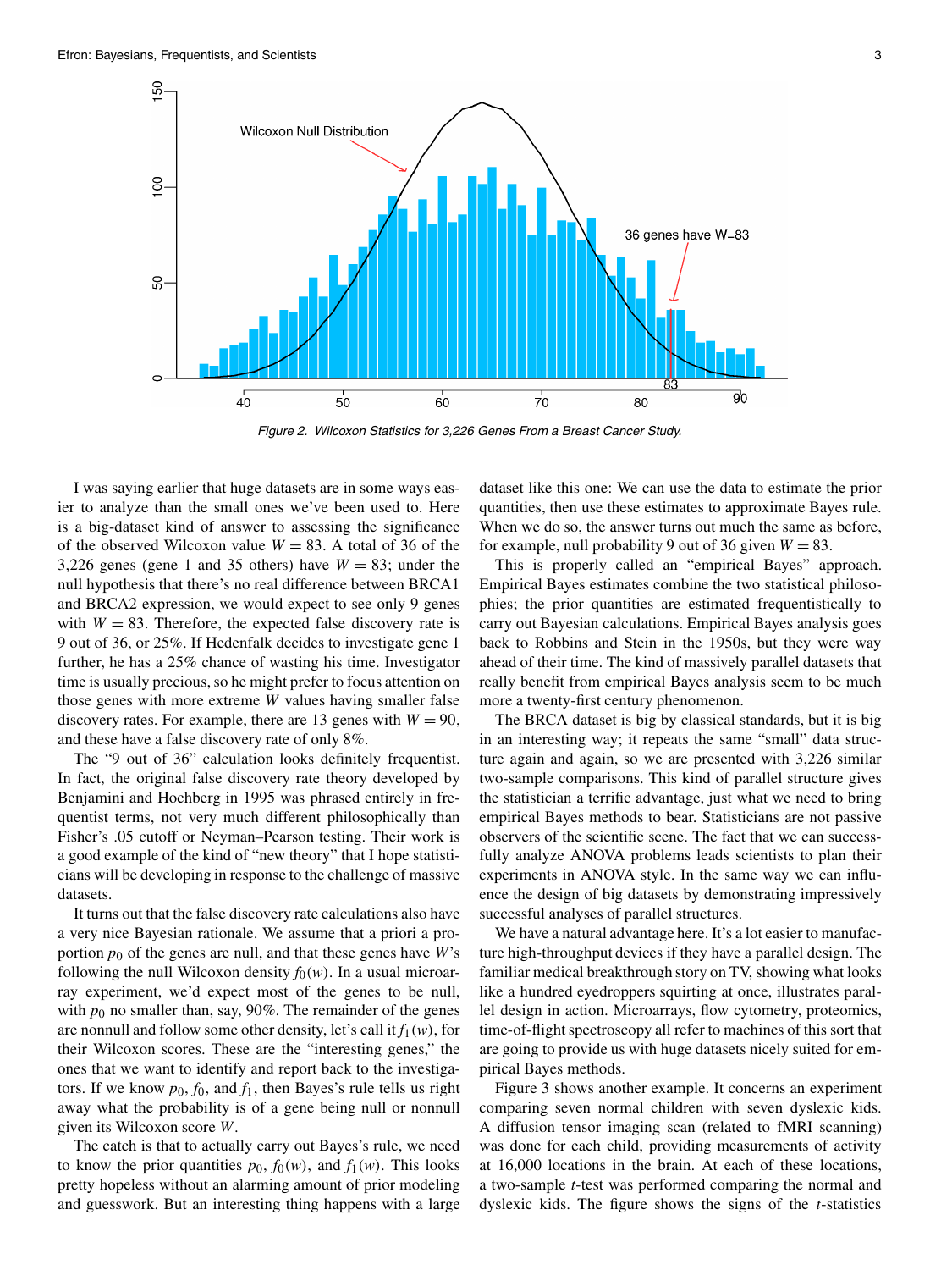150

100

50

0

Wilcoxon Null Distribution

36 genes have W=83

40

50

60

70

80

83

90

*Figure 2. Wilcoxon Statistics for 3,226 Genes From a Breast Cancer Study.*

I was saying earlier that huge datasets are in some ways easier to analyze than the small ones we've been used to. Here is a big-dataset kind of answer to assessing the significance of the observed Wilcoxon value $W = 83$. A total of 36 of the 3,226 genes (gene 1 and 35 others) have $W = 83$; under the null hypothesis that there's no real difference between BRCA1 and BRCA2 expression, we would expect to see only 9 genes with $W = 83$. Therefore, the expected false discovery rate is 9 out of 36, or 25%. If Hedenfalk decides to investigate gene 1 further, he has a 25% chance of wasting his time. Investigator time is usually precious, so he might prefer to focus attention on those genes with more extreme $W$ values having smaller false discovery rates. For example, there are 13 genes with $W = 90$, and these have a false discovery rate of only 8%.

The "9 out of 36" calculation looks definitely frequentist. In fact, the original false discovery rate theory developed by Benjamini and Hochberg in 1995 was phrased entirely in frequentist terms, not very much different philosophically than Fisher's .05 cutoff or Neyman–Pearson testing. Their work is a good example of the kind of "new theory" that I hope statisticians will be developing in response to the challenge of massive datasets.

It turns out that the false discovery rate calculations also have a very nice Bayesian rationale. We assume that a priori a proportion $p_0$ of the genes are null, and that these genes have $W$'s following the null Wilcoxon density $f_0(w)$. In a usual microarray experiment, we'd expect most of the genes to be null, with $p_0$ no smaller than, say, 90%. The remainder of the genes are nonnull and follow some other density, let's call it $f_1(w)$, for their Wilcoxon scores. These are the "interesting genes," the ones that we want to identify and report back to the investigators. If we know $p_0$, $f_0$, and $f_1$, then Bayes's rule tells us right away what the probability is of a gene being null or nonnull given its Wilcoxon score $W$.

The catch is that to actually carry out Bayes's rule, we need to know the prior quantities $p_0$, $f_0(w)$, and $f_1(w)$. This looks pretty hopeless without an alarming amount of prior modeling and guesswork. But an interesting thing happens with a large dataset like this one: We can use the data to estimate the prior quantities, then use these estimates to approximate Bayes rule. When we do so, the answer turns out much the same as before, for example, null probability 9 out of 36 given $W = 83$.

This is properly called an "empirical Bayes" approach. Empirical Bayes estimates combine the two statistical philosophies; the prior quantities are estimated frequentistically to carry out Bayesian calculations. Empirical Bayes analysis goes back to Robbins and Stein in the 1950s, but they were way ahead of their time. The kind of massively parallel datasets that really benefit from empirical Bayes analysis seem to be much more a twenty-first century phenomenon.

The BRCA dataset is big by classical standards, but it is big in an interesting way; it repeats the same "small" data structure again and again, so we are presented with 3,226 similar two-sample comparisons. This kind of parallel structure gives the statistician a terrific advantage, just what we need to bring empirical Bayes methods to bear. Statisticians are not passive observers of the scientific scene. The fact that we can successfully analyze ANOVA problems leads scientists to plan their experiments in ANOVA style. In the same way we can influence the design of big datasets by demonstrating impressively successful analyses of parallel structures.

We have a natural advantage here. It's a lot easier to manufacture high-throughput devices if they have a parallel design. The familiar medical breakthrough story on TV, showing what looks like a hundred eyedroppers squirting at once, illustrates parallel design in action. Microarrays, flow cytometry, proteomics, time-of-flight spectroscopy all refer to machines of this sort that are going to provide us with huge datasets nicely suited for empirical Bayes methods.

Figure 3 shows another example. It concerns an experiment comparing seven normal children with seven dyslexic kids. A diffusion tensor imaging scan (related to fMRI scanning) was done for each child, providing measurements of activity at 16,000 locations in the brain. At each of these locations, a two-sample $t$-test was performed comparing the normal and dyslexic kids. The figure shows the signs of the $t$-statistics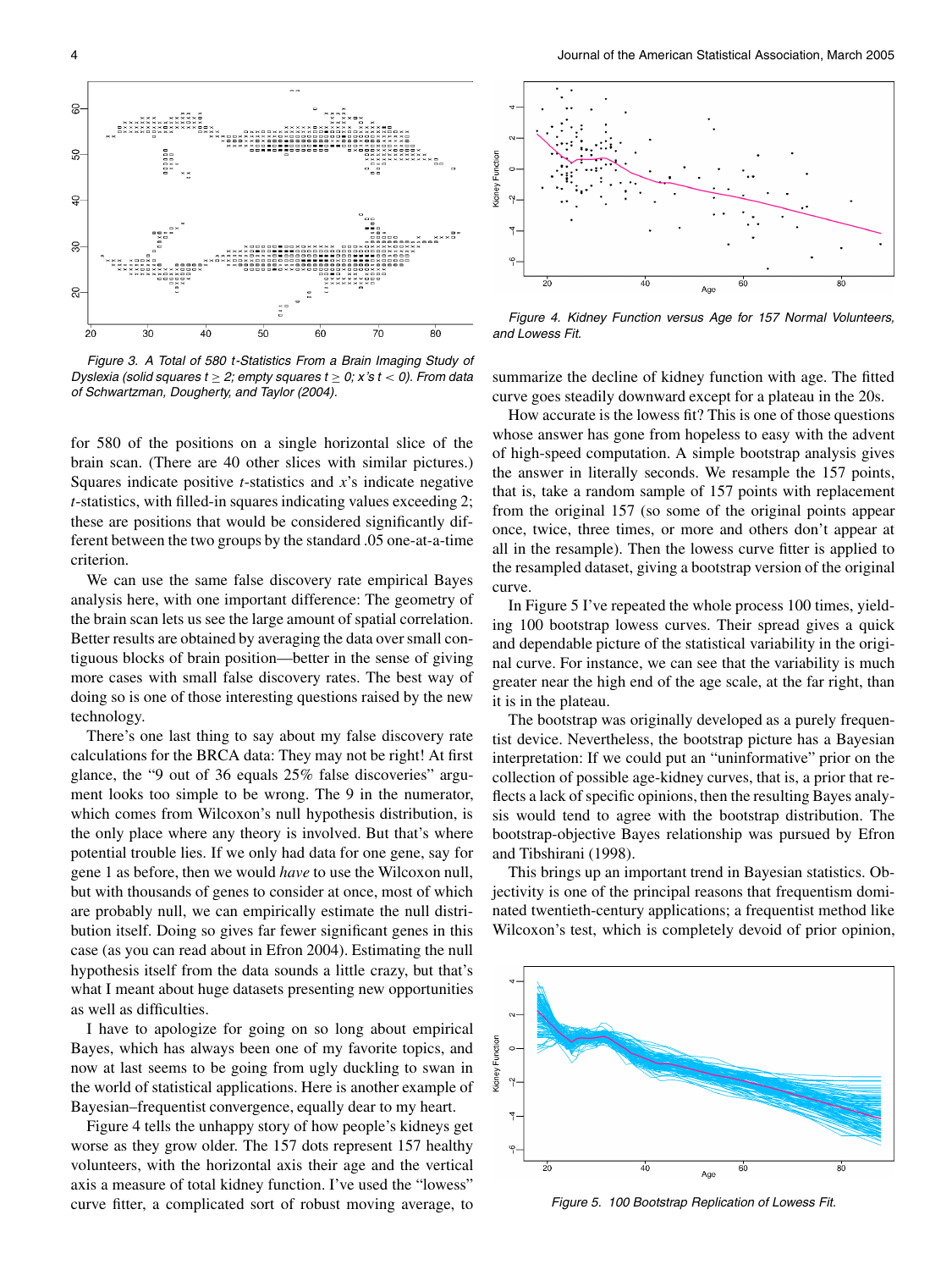Figure 3. A Total of 580 t-Statistics From a Brain Imaging Study of Dyslexia (solid squares $t \geq 2$; empty squares $t \geq 0$; x's $t < 0$). From data of Schwartzman, Dougherty, and Taylor (2004).

for 580 of the positions on a single horizontal slice of the brain scan. (There are 40 other slices with similar pictures.) Squares indicate positive $t$-statistics and $x$'s indicate negative $t$-statistics, with filled-in squares indicating values exceeding 2; these are positions that would be considered significantly different between the two groups by the standard .05 one-at-a-time criterion.

We can use the same false discovery rate empirical Bayes analysis here, with one important difference: The geometry of the brain scan lets us see the large amount of spatial correlation. Better results are obtained by averaging the data over small contiguous blocks of brain position—better in the sense of giving more cases with small false discovery rates. The best way of doing so is one of those interesting questions raised by the new technology.

There's one last thing to say about my false discovery rate calculations for the BRCA data: They may not be right! At first glance, the "9 out of 36 equals 25% false discoveries" argument looks too simple to be wrong. The 9 in the numerator, which comes from Wilcoxon's null hypothesis distribution, is the only place where any theory is involved. But that's where potential trouble lies. If we only had data for one gene, say for gene 1 as before, then we would *have* to use the Wilcoxon null, but with thousands of genes to consider at once, most of which are probably null, we can empirically estimate the null distribution itself. Doing so gives far fewer significant genes in this case (as you can read about in Efron 2004). Estimating the null hypothesis itself from the data sounds a little crazy, but that's what I meant about huge datasets presenting new opportunities as well as difficulties.

I have to apologize for going on so long about empirical Bayes, which has always been one of my favorite topics, and now at last seems to be going from ugly duckling to swan in the world of statistical applications. Here is another example of Bayesian–frequentist convergence, equally dear to my heart.

Figure 4 tells the unhappy story of how people's kidneys get worse as they grow older. The 157 dots represent 157 healthy volunteers, with the horizontal axis their age and the vertical axis a measure of total kidney function. I've used the "lowess" curve fitter, a complicated sort of robust moving average, to summarize the decline of kidney function with age. The fitted curve goes steadily downward except for a plateau in the 20s.

Figure 4. Kidney Function versus Age for 157 Normal Volunteers, and Lowess Fit.

How accurate is the lowess fit? This is one of those questions whose answer has gone from hopeless to easy with the advent of high-speed computation. A simple bootstrap analysis gives the answer in literally seconds. We resample the 157 points, that is, take a random sample of 157 points with replacement from the original 157 (so some of the original points appear once, twice, three times, or more and others don't appear at all in the resample). Then the lowess curve fitter is applied to the resampled dataset, giving a bootstrap version of the original curve.

In Figure 5 I've repeated the whole process 100 times, yielding 100 bootstrap lowess curves. Their spread gives a quick and dependable picture of the statistical variability in the original curve. For instance, we can see that the variability is much greater near the high end of the age scale, at the far right, than it is in the plateau.

The bootstrap was originally developed as a purely frequentist device. Nevertheless, the bootstrap picture has a Bayesian interpretation: If we could put an "uninformative" prior on the collection of possible age-kidney curves, that is, a prior that reflects a lack of specific opinions, then the resulting Bayes analysis would tend to agree with the bootstrap distribution. The bootstrap-objective Bayes relationship was pursued by Efron and Tibshirani (1998).

This brings up an important trend in Bayesian statistics. Objectivity is one of the principal reasons that frequentism dominated twentieth-century applications; a frequentist method like Wilcoxon's test, which is completely devoid of prior opinion,

Figure 5. 100 Bootstrap Replication of Lowess Fit.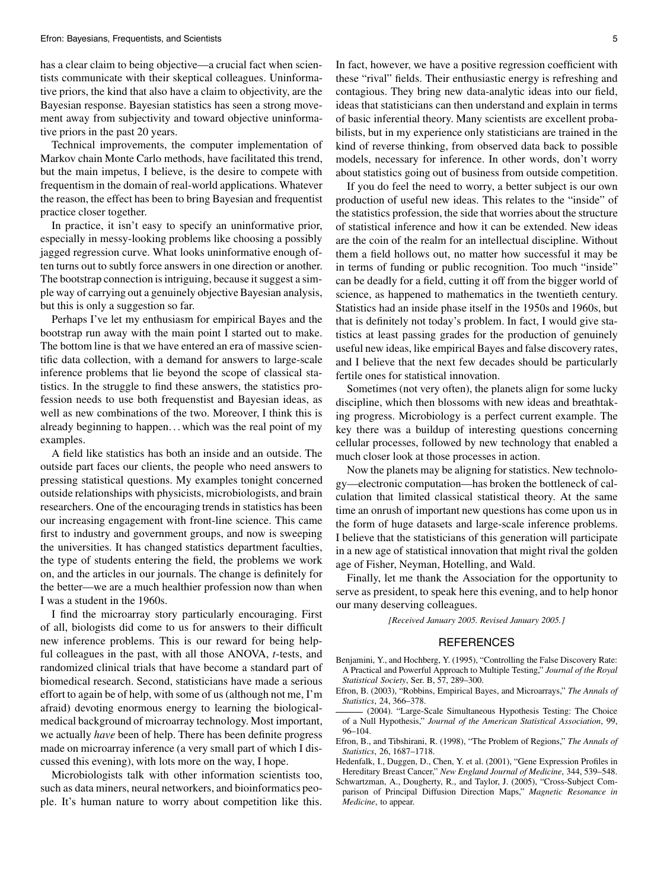has a clear claim to being objective—a crucial fact when scientists communicate with their skeptical colleagues. Uninformative priors, the kind that also have a claim to objectivity, are the Bayesian response. Bayesian statistics has seen a strong movement away from subjectivity and toward objective uninformative priors in the past 20 years.

Technical improvements, the computer implementation of Markov chain Monte Carlo methods, have facilitated this trend, but the main impetus, I believe, is the desire to compete with frequentism in the domain of real-world applications. Whatever the reason, the effect has been to bring Bayesian and frequentist practice closer together.

In practice, it isn't easy to specify an uninformative prior, especially in messy-looking problems like choosing a possibly jagged regression curve. What looks uninformative enough often turns out to subtly force answers in one direction or another. The bootstrap connection is intriguing, because it suggest a simple way of carrying out a genuinely objective Bayesian analysis, but this is only a suggestion so far.

Perhaps I've let my enthusiasm for empirical Bayes and the bootstrap run away with the main point I started out to make. The bottom line is that we have entered an era of massive scientific data collection, with a demand for answers to large-scale inference problems that lie beyond the scope of classical statistics. In the struggle to find these answers, the statistics profession needs to use both frequenstist and Bayesian ideas, as well as new combinations of the two. Moreover, I think this is already beginning to happen... which was the real point of my examples.

A field like statistics has both an inside and an outside. The outside part faces our clients, the people who need answers to pressing statistical questions. My examples tonight concerned outside relationships with physicists, microbiologists, and brain researchers. One of the encouraging trends in statistics has been our increasing engagement with front-line science. This came first to industry and government groups, and now is sweeping the universities. It has changed statistics department faculties, the type of students entering the field, the problems we work on, and the articles in our journals. The change is definitely for the better—we are a much healthier profession now than when I was a student in the 1960s.

I find the microarray story particularly encouraging. First of all, biologists did come to us for answers to their difficult new inference problems. This is our reward for being helpful colleagues in the past, with all those ANOVA, *t*-tests, and randomized clinical trials that have become a standard part of biomedical research. Second, statisticians have made a serious effort to again be of help, with some of us (although not me, I'm afraid) devoting enormous energy to learning the biological-medical background of microarray technology. Most important, we actually *have* been of help. There has been definite progress made on microarray inference (a very small part of which I discussed this evening), with lots more on the way, I hope.

Microbiologists talk with other information scientists too, such as data miners, neural networkers, and bioinformatics people. It's human nature to worry about competition like this. In fact, however, we have a positive regression coefficient with these "rival" fields. Their enthusiastic energy is refreshing and contagious. They bring new data-analytic ideas into our field, ideas that statisticians can then understand and explain in terms of basic inferential theory. Many scientists are excellent probabilists, but in my experience only statisticians are trained in the kind of reverse thinking, from observed data back to possible models, necessary for inference. In other words, don't worry about statistics going out of business from outside competition.

If you do feel the need to worry, a better subject is our own production of useful new ideas. This relates to the "inside" of the statistics profession, the side that worries about the structure of statistical inference and how it can be extended. New ideas are the coin of the realm for an intellectual discipline. Without them a field hollows out, no matter how successful it may be in terms of funding or public recognition. Too much "inside" can be deadly for a field, cutting it off from the bigger world of science, as happened to mathematics in the twentieth century. Statistics had an inside phase itself in the 1950s and 1960s, but that is definitely not today's problem. In fact, I would give statistics at least passing grades for the production of genuinely useful new ideas, like empirical Bayes and false discovery rates, and I believe that the next few decades should be particularly fertile ones for statistical innovation.

Sometimes (not very often), the planets align for some lucky discipline, which then blossoms with new ideas and breathtaking progress. Microbiology is a perfect current example. The key there was a buildup of interesting questions concerning cellular processes, followed by new technology that enabled a much closer look at those processes in action.

Now the planets may be aligning for statistics. New technology—electronic computation—has broken the bottleneck of calculation that limited classical statistical theory. At the same time an onrush of important new questions has come upon us in the form of huge datasets and large-scale inference problems. I believe that the statisticians of this generation will participate in a new age of statistical innovation that might rival the golden age of Fisher, Neyman, Hotelling, and Wald.

Finally, let me thank the Association for the opportunity to serve as president, to speak here this evening, and to help honor our many deserving colleagues.

*[Received January 2005. Revised January 2005.]*

## REFERENCES

Benjamini, Y., and Hochberg, Y. (1995), "Controlling the False Discovery Rate: A Practical and Powerful Approach to Multiple Testing," *Journal of the Royal Statistical Society*, Ser. B, 57, 289–300.

Efron, B. (2003), "Robbins, Empirical Bayes, and Microarrays," *The Annals of Statistics*, 24, 366–378.

——— (2004). "Large-Scale Simultaneous Hypothesis Testing: The Choice of a Null Hypothesis," *Journal of the American Statistical Association*, 99, 96–104.

Efron, B., and Tibshirani, R. (1998), "The Problem of Regions," *The Annals of Statistics*, 26, 1687–1718.

Hedenfalk, I., Duggen, D., Chen, Y. et al. (2001), "Gene Expression Profiles in Hereditary Breast Cancer," *New England Journal of Medicine*, 344, 539–548.

Schwartzman, A., Dougherty, R., and Taylor, J. (2005), "Cross-Subject Comparison of Principal Diffusion Direction Maps," *Magnetic Resonance in Medicine*, to appear.